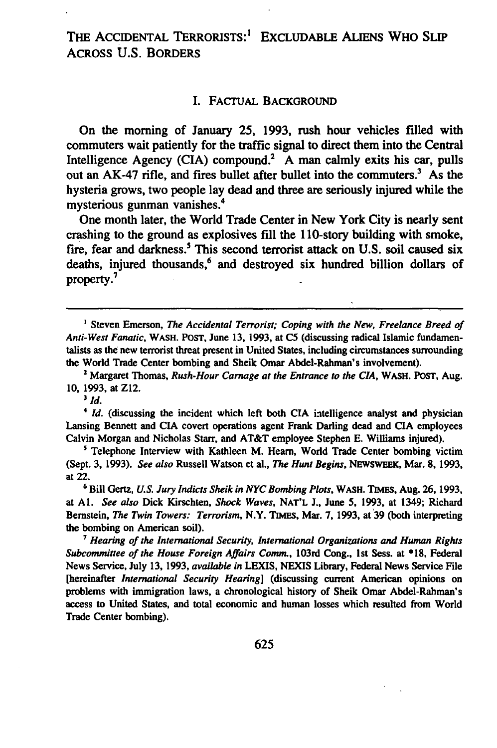# THE ACCIDENTAL TERRORISTS:[1] EXCLUDABLE ALIENS WHO SLIP ACROSS U.S. BORDERS

## I. FACTUAL BACKGROUND

On the morning of January 25, 1993, rush hour vehicles filled with commuters wait patiently for the traffic signal to direct them into the Central Intelligence Agency (CIA) compound.[2] A man calmly exits his car, pulls out an AK-47 rifle, and fires bullet after bullet into the commuters.[3] As the hysteria grows, two people lay dead and three are seriously injured while the mysterious gunman vanishes.[4]

One month later, the World Trade Center in New York City is nearly sent crashing to the ground as explosives fill the 110-story building with smoke, fire, fear and darkness.[5] This second terrorist attack on U.S. soil caused six deaths, injured thousands,[6] and destroyed six hundred billion dollars of property.[7]

---

[1] Steven Emerson, *The Accidental Terrorist; Coping with the New, Freelance Breed of Anti-West Fanatic*, WASH. POST, June 13, 1993, at C5 (discussing radical Islamic fundamentalists as the new terrorist threat present in United States, including circumstances surrounding the World Trade Center bombing and Sheik Omar Abdel-Rahman's involvement).

[2] Margaret Thomas, *Rush-Hour Carnage at the Entrance to the CIA*, WASH. POST, Aug. 10, 1993, at Z12.

[3] *Id.*

[4] *Id.* (discussing the incident which left both CIA intelligence analyst and physician Lansing Bennett and CIA covert operations agent Frank Darling dead and CIA employees Calvin Morgan and Nicholas Starr, and AT&T employee Stephen E. Williams injured).

[5] Telephone Interview with Kathleen M. Hearn, World Trade Center bombing victim (Sept. 3, 1993). *See also* Russell Watson et al., *The Hunt Begins*, NEWSWEEK, Mar. 8, 1993, at 22.

[6] Bill Gertz, *U.S. Jury Indicts Sheik in NYC Bombing Plots*, WASH. TIMES, Aug. 26, 1993, at A1. *See also* Dick Kirschten, *Shock Waves*, NAT'L J., June 5, 1993, at 1349; Richard Bernstein, *The Twin Towers: Terrorism*, N.Y. TIMES, Mar. 7, 1993, at 39 (both interpreting the bombing on American soil).

[7] *Hearing of the International Security, International Organizations and Human Rights Subcommittee of the House Foreign Affairs Comm.*, 103rd Cong., 1st Sess. at *18, Federal News Service, July 13, 1993, *available in* LEXIS, NEXIS Library, Federal News Service File [hereinafter *International Security Hearing*] (discussing current American opinions on problems with immigration laws, a chronological history of Sheik Omar Abdel-Rahman's access to United States, and total economic and human losses which resulted from World Trade Center bombing).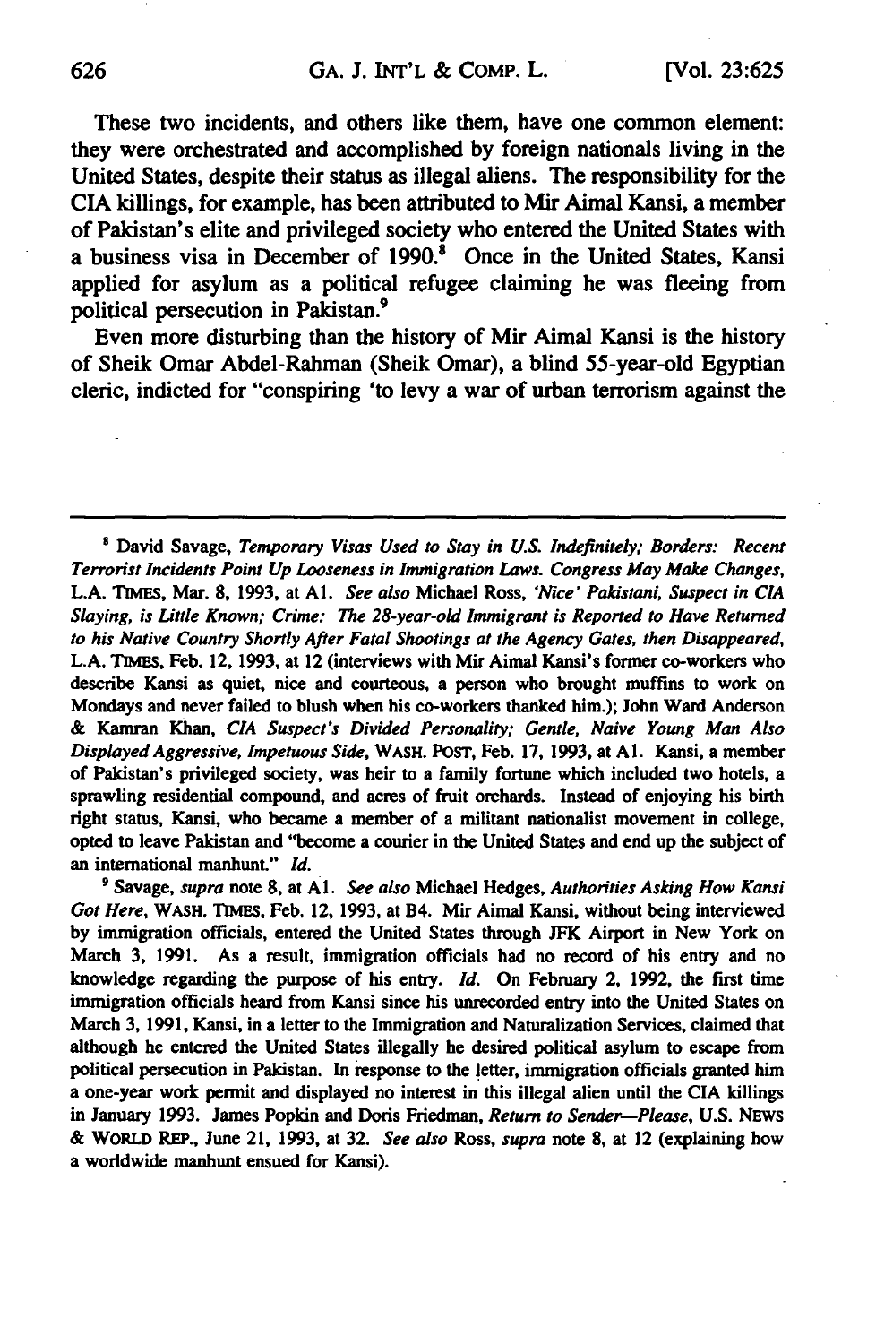These two incidents, and others like them, have one common element: they were orchestrated and accomplished by foreign nationals living in the United States, despite their status as illegal aliens. The responsibility for the CIA killings, for example, has been attributed to Mir Aimal Kansi, a member of Pakistan's elite and privileged society who entered the United States with a business visa in December of 1990.[8] Once in the United States, Kansi applied for asylum as a political refugee claiming he was fleeing from political persecution in Pakistan.[9]

Even more disturbing than the history of Mir Aimal Kansi is the history of Sheik Omar Abdel-Rahman (Sheik Omar), a blind 55-year-old Egyptian cleric, indicted for "conspiring 'to levy a war of urban terrorism against the

---

[8] David Savage, *Temporary Visas Used to Stay in U.S. Indefinitely; Borders: Recent Terrorist Incidents Point Up Looseness in Immigration Laws. Congress May Make Changes*, L.A. TIMES, Mar. 8, 1993, at A1. *See also* Michael Ross, *'Nice' Pakistani, Suspect in CIA Slaying, is Little Known; Crime: The 28-year-old Immigrant is Reported to Have Returned to his Native Country Shortly After Fatal Shootings at the Agency Gates, then Disappeared*, L.A. TIMES, Feb. 12, 1993, at 12 (interviews with Mir Aimal Kansi's former co-workers who describe Kansi as quiet, nice and courteous, a person who brought muffins to work on Mondays and never failed to blush when his co-workers thanked him.); John Ward Anderson & Kamran Khan, *CIA Suspect's Divided Personality; Gentle, Naive Young Man Also Displayed Aggressive, Impetuous Side*, WASH. POST, Feb. 17, 1993, at A1. Kansi, a member of Pakistan's privileged society, was heir to a family fortune which included two hotels, a sprawling residential compound, and acres of fruit orchards. Instead of enjoying his birth right status, Kansi, who became a member of a militant nationalist movement in college, opted to leave Pakistan and "become a courier in the United States and end up the subject of an international manhunt." *Id.*

[9] Savage, *supra* note 8, at A1. *See also* Michael Hedges, *Authorities Asking How Kansi Got Here*, WASH. TIMES, Feb. 12, 1993, at B4. Mir Aimal Kansi, without being interviewed by immigration officials, entered the United States through JFK Airport in New York on March 3, 1991. As a result, immigration officials had no record of his entry and no knowledge regarding the purpose of his entry. *Id.* On February 2, 1992, the first time immigration officials heard from Kansi since his unrecorded entry into the United States on March 3, 1991, Kansi, in a letter to the Immigration and Naturalization Services, claimed that although he entered the United States illegally he desired political asylum to escape from political persecution in Pakistan. In response to the letter, immigration officials granted him a one-year work permit and displayed no interest in this illegal alien until the CIA killings in January 1993. James Popkin and Doris Friedman, *Return to Sender—Please*, U.S. NEWS & WORLD REP., June 21, 1993, at 32. *See also* Ross, *supra* note 8, at 12 (explaining how a worldwide manhunt ensued for Kansi).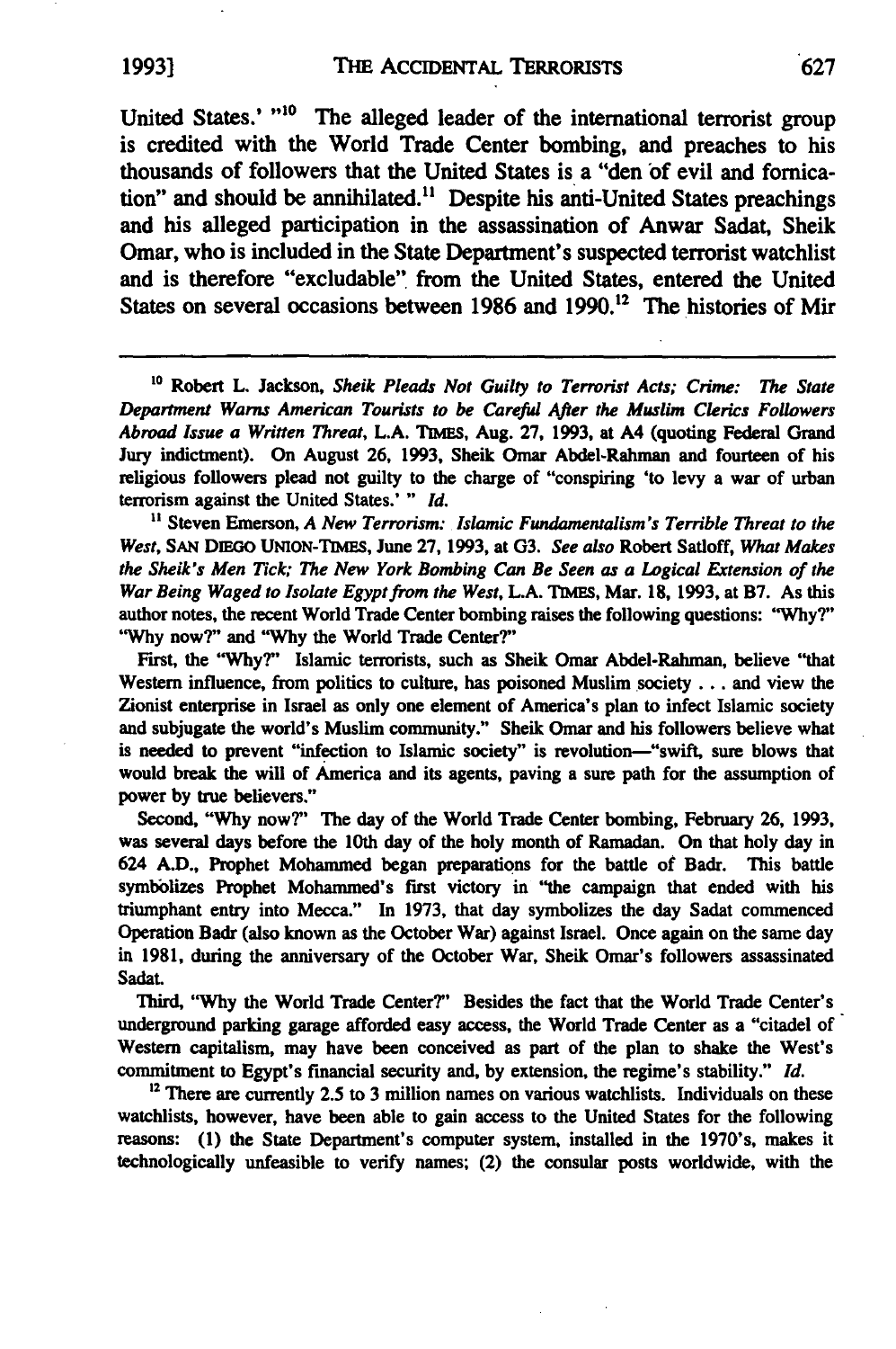United States.' "[10] The alleged leader of the international terrorist group is credited with the World Trade Center bombing, and preaches to his thousands of followers that the United States is a "den of evil and fornication" and should be annihilated.[11] Despite his anti-United States preachings and his alleged participation in the assassination of Anwar Sadat, Sheik Omar, who is included in the State Department's suspected terrorist watchlist and is therefore "excludable" from the United States, entered the United States on several occasions between 1986 and 1990.[12] The histories of Mir

---

[10] Robert L. Jackson, *Sheik Pleads Not Guilty to Terrorist Acts; Crime: The State Department Warns American Tourists to be Careful After the Muslim Clerics Followers Abroad Issue a Written Threat*, L.A. TIMES, Aug. 27, 1993, at A4 (quoting Federal Grand Jury indictment). On August 26, 1993, Sheik Omar Abdel-Rahman and fourteen of his religious followers plead not guilty to the charge of "conspiring 'to levy a war of urban terrorism against the United States.' " *Id.*

[11] Steven Emerson, *A New Terrorism: Islamic Fundamentalism's Terrible Threat to the West*, SAN DIEGO UNION-TIMES, June 27, 1993, at G3. *See also* Robert Satloff, *What Makes the Sheik's Men Tick; The New York Bombing Can Be Seen as a Logical Extension of the War Being Waged to Isolate Egypt from the West*, L.A. TIMES, Mar. 18, 1993, at B7. As this author notes, the recent World Trade Center bombing raises the following questions: "Why?" "Why now?" and "Why the World Trade Center?"

First, the "Why?" Islamic terrorists, such as Sheik Omar Abdel-Rahman, believe "that Western influence, from politics to culture, has poisoned Muslim society . . . and view the Zionist enterprise in Israel as only one element of America's plan to infect Islamic society and subjugate the world's Muslim community." Sheik Omar and his followers believe what is needed to prevent "infection to Islamic society" is revolution—"swift, sure blows that would break the will of America and its agents, paving a sure path for the assumption of power by true believers."

Second, "Why now?" The day of the World Trade Center bombing, February 26, 1993, was several days before the 10th day of the holy month of Ramadan. On that holy day in 624 A.D., Prophet Mohammed began preparations for the battle of Badr. This battle symbolizes Prophet Mohammed's first victory in "the campaign that ended with his triumphant entry into Mecca." In 1973, that day symbolizes the day Sadat commenced Operation Badr (also known as the October War) against Israel. Once again on the same day in 1981, during the anniversary of the October War, Sheik Omar's followers assassinated Sadat.

Third, "Why the World Trade Center?" Besides the fact that the World Trade Center's underground parking garage afforded easy access, the World Trade Center as a "citadel of Western capitalism, may have been conceived as part of the plan to shake the West's commitment to Egypt's financial security and, by extension, the regime's stability." *Id.*

[12] There are currently 2.5 to 3 million names on various watchlists. Individuals on these watchlists, however, have been able to gain access to the United States for the following reasons: (1) the State Department's computer system, installed in the 1970's, makes it technologically unfeasible to verify names; (2) the consular posts worldwide, with the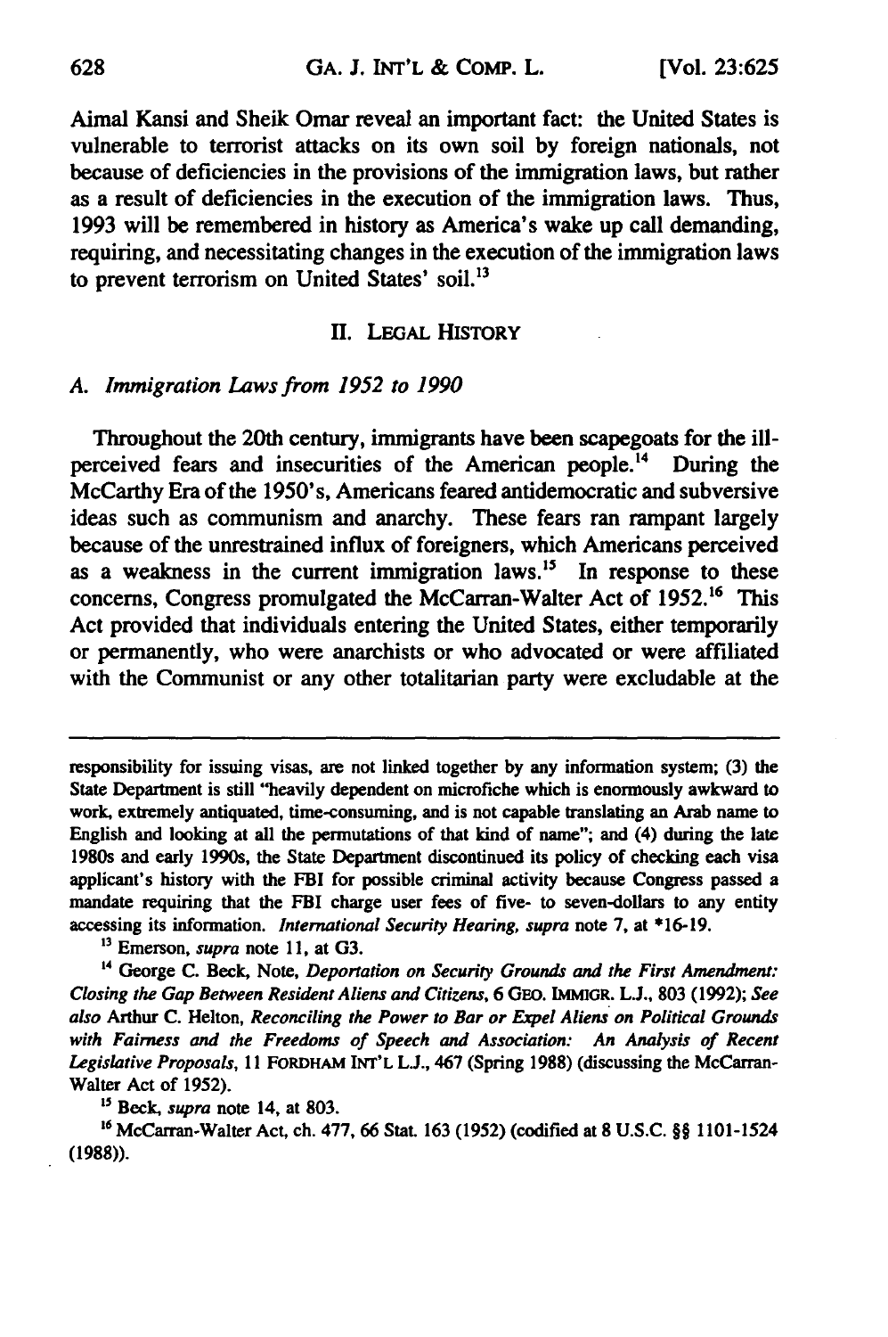Aimal Kansi and Sheik Omar reveal an important fact: the United States is vulnerable to terrorist attacks on its own soil by foreign nationals, not because of deficiencies in the provisions of the immigration laws, but rather as a result of deficiencies in the execution of the immigration laws. Thus, 1993 will be remembered in history as America's wake up call demanding, requiring, and necessitating changes in the execution of the immigration laws to prevent terrorism on United States' soil.[13]

## II. LEGAL HISTORY

### *A. Immigration Laws from 1952 to 1990*

Throughout the 20th century, immigrants have been scapegoats for the ill-perceived fears and insecurities of the American people.[14] During the McCarthy Era of the 1950's, Americans feared antidemocratic and subversive ideas such as communism and anarchy. These fears ran rampant largely because of the unrestrained influx of foreigners, which Americans perceived as a weakness in the current immigration laws.[15] In response to these concerns, Congress promulgated the McCarran-Walter Act of 1952.[16] This Act provided that individuals entering the United States, either temporarily or permanently, who were anarchists or who advocated or were affiliated with the Communist or any other totalitarian party were excludable at the

---

responsibility for issuing visas, are not linked together by any information system; (3) the State Department is still "heavily dependent on microfiche which is enormously awkward to work, extremely antiquated, time-consuming, and is not capable translating an Arab name to English and looking at all the permutations of that kind of name"; and (4) during the late 1980s and early 1990s, the State Department discontinued its policy of checking each visa applicant's history with the FBI for possible criminal activity because Congress passed a mandate requiring that the FBI charge user fees of five- to seven-dollars to any entity accessing its information. *International Security Hearing*, *supra* note 7, at *16-19.

[13] Emerson, *supra* note 11, at G3.

[14] George C. Beck, Note, *Deportation on Security Grounds and the First Amendment: Closing the Gap Between Resident Aliens and Citizens*, 6 GEO. IMMIGR. L.J., 803 (1992); *See also* Arthur C. Helton, *Reconciling the Power to Bar or Expel Aliens on Political Grounds with Fairness and the Freedoms of Speech and Association: An Analysis of Recent Legislative Proposals*, 11 FORDHAM INT'L L.J., 467 (Spring 1988) (discussing the McCarran-Walter Act of 1952).

[15] Beck, *supra* note 14, at 803.

[16] McCarran-Walter Act, ch. 477, 66 Stat. 163 (1952) (codified at 8 U.S.C. §§ 1101-1524 (1988)).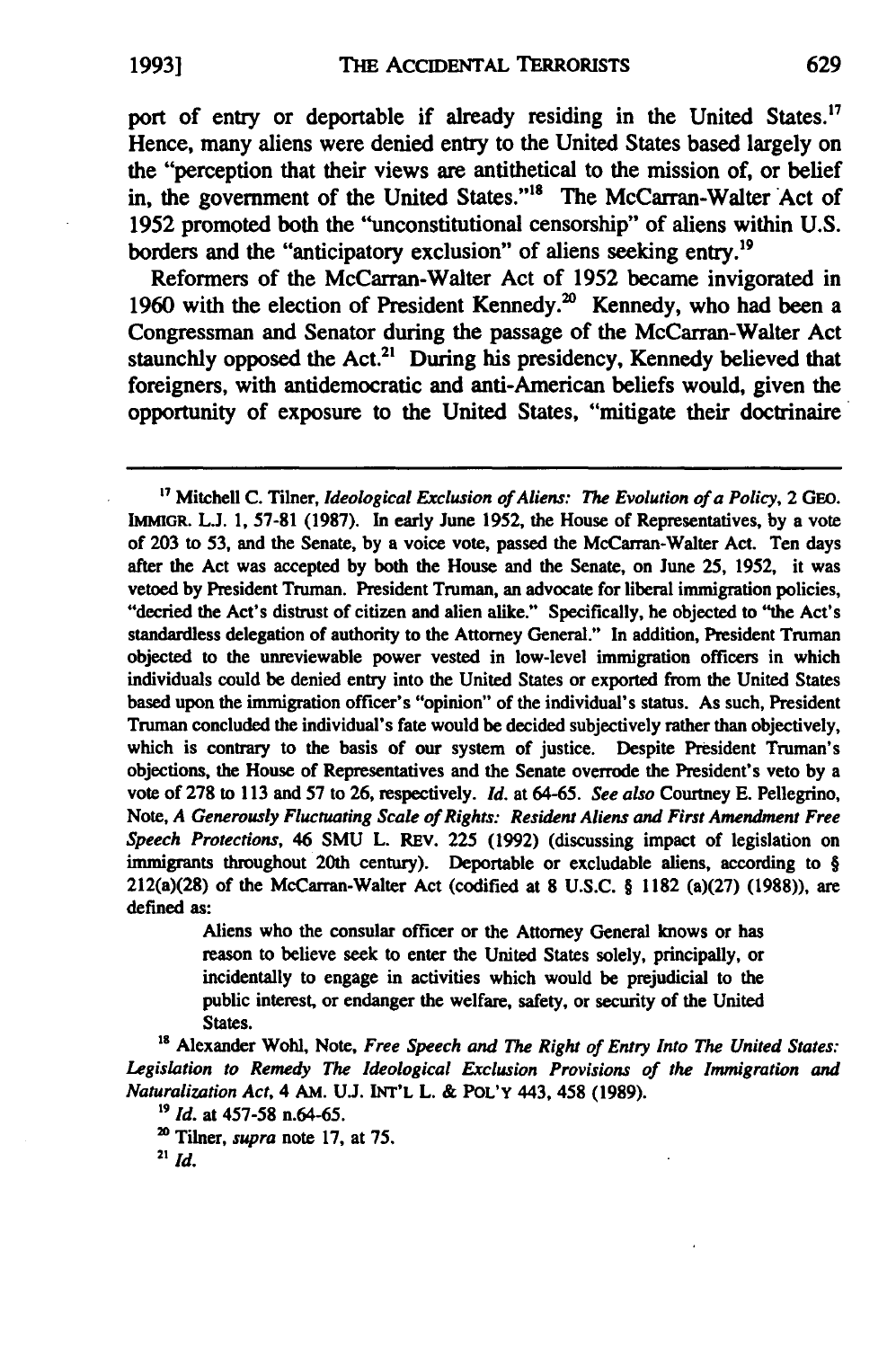port of entry or deportable if already residing in the United States.[17] Hence, many aliens were denied entry to the United States based largely on the "perception that their views are antithetical to the mission of, or belief in, the government of the United States."[18] The McCarran-Walter Act of 1952 promoted both the "unconstitutional censorship" of aliens within U.S. borders and the "anticipatory exclusion" of aliens seeking entry.[19]

Reformers of the McCarran-Walter Act of 1952 became invigorated in 1960 with the election of President Kennedy.[20] Kennedy, who had been a Congressman and Senator during the passage of the McCarran-Walter Act staunchly opposed the Act.[21] During his presidency, Kennedy believed that foreigners, with antidemocratic and anti-American beliefs would, given the opportunity of exposure to the United States, "mitigate their doctrinaire

---

[17] Mitchell C. Tilner, *Ideological Exclusion of Aliens: The Evolution of a Policy*, 2 GEO. IMMIGR. L.J. 1, 57-81 (1987). In early June 1952, the House of Representatives, by a vote of 203 to 53, and the Senate, by a voice vote, passed the McCarran-Walter Act. Ten days after the Act was accepted by both the House and the Senate, on June 25, 1952, it was vetoed by President Truman. President Truman, an advocate for liberal immigration policies, "decried the Act's distrust of citizen and alien alike." Specifically, he objected to "the Act's standardless delegation of authority to the Attorney General." In addition, President Truman objected to the unreviewable power vested in low-level immigration officers in which individuals could be denied entry into the United States or exported from the United States based upon the immigration officer's "opinion" of the individual's status. As such, President Truman concluded the individual's fate would be decided subjectively rather than objectively, which is contrary to the basis of our system of justice. Despite President Truman's objections, the House of Representatives and the Senate overrode the President's veto by a vote of 278 to 113 and 57 to 26, respectively. *Id.* at 64-65. *See also* Courtney E. Pellegrino, Note, *A Generously Fluctuating Scale of Rights: Resident Aliens and First Amendment Free Speech Protections*, 46 SMU L. REV. 225 (1992) (discussing impact of legislation on immigrants throughout 20th century). Deportable or excludable aliens, according to § 212(a)(28) of the McCarran-Walter Act (codified at 8 U.S.C. § 1182 (a)(27) (1988)), are defined as:

> Aliens who the consular officer or the Attorney General knows or has reason to believe seek to enter the United States solely, principally, or incidentally to engage in activities which would be prejudicial to the public interest, or endanger the welfare, safety, or security of the United States.

[18] Alexander Wohl, Note, *Free Speech and The Right of Entry Into The United States: Legislation to Remedy The Ideological Exclusion Provisions of the Immigration and Naturalization Act*, 4 AM. U.J. INT'L L. & POL'Y 443, 458 (1989).

[19] *Id.* at 457-58 n.64-65.

[20] Tilner, *supra* note 17, at 75.

[21] *Id.*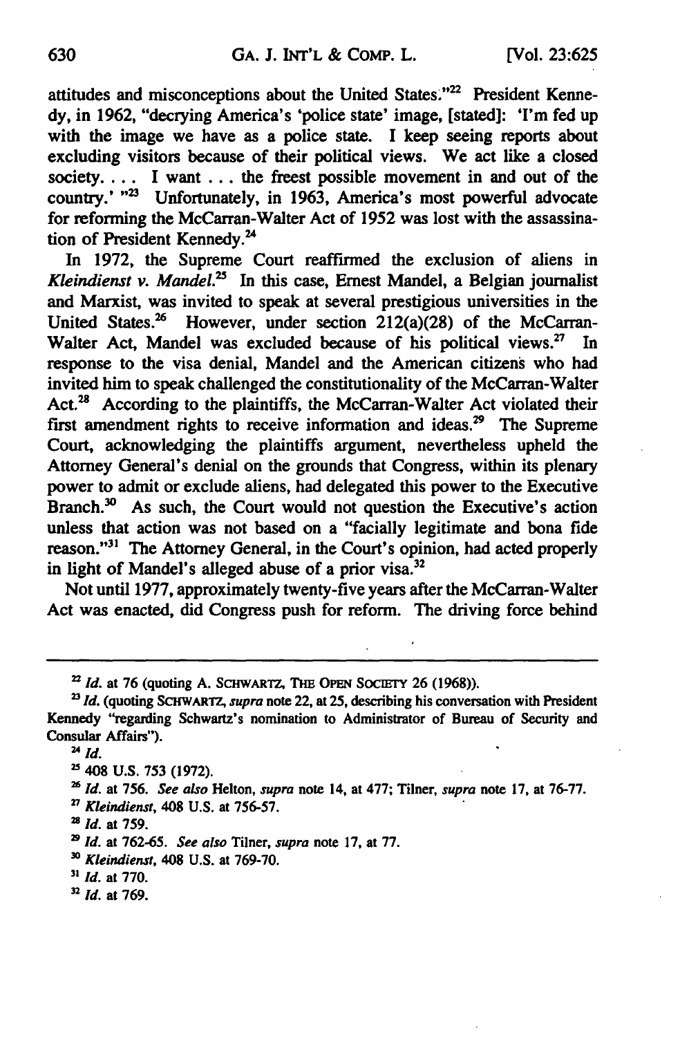attitudes and misconceptions about the United States."[22] President Kennedy, in 1962, "decrying America's 'police state' image, [stated]: 'I'm fed up with the image we have as a police state. I keep seeing reports about excluding visitors because of their political views. We act like a closed society. . . . I want . . . the freest possible movement in and out of the country.' "[23] Unfortunately, in 1963, America's most powerful advocate for reforming the McCarran-Walter Act of 1952 was lost with the assassination of President Kennedy.[24]

In 1972, the Supreme Court reaffirmed the exclusion of aliens in *Kleindienst v. Mandel*.[25] In this case, Ernest Mandel, a Belgian journalist and Marxist, was invited to speak at several prestigious universities in the United States.[26] However, under section 212(a)(28) of the McCarran-Walter Act, Mandel was excluded because of his political views.[27] In response to the visa denial, Mandel and the American citizens who had invited him to speak challenged the constitutionality of the McCarran-Walter Act.[28] According to the plaintiffs, the McCarran-Walter Act violated their first amendment rights to receive information and ideas.[29] The Supreme Court, acknowledging the plaintiffs argument, nevertheless upheld the Attorney General's denial on the grounds that Congress, within its plenary power to admit or exclude aliens, had delegated this power to the Executive Branch.[30] As such, the Court would not question the Executive's action unless that action was not based on a "facially legitimate and bona fide reason."[31] The Attorney General, in the Court's opinion, had acted properly in light of Mandel's alleged abuse of a prior visa.[32]

Not until 1977, approximately twenty-five years after the McCarran-Walter Act was enacted, did Congress push for reform. The driving force behind

---

[22] *Id.* at 76 (quoting A. SCHWARTZ, THE OPEN SOCIETY 26 (1968)).

[23] *Id.* (quoting SCHWARTZ, *supra* note 22, at 25, describing his conversation with President Kennedy "regarding Schwartz's nomination to Administrator of Bureau of Security and Consular Affairs").

[24] *Id.*

[25] 408 U.S. 753 (1972).

[26] *Id.* at 756. *See also* Helton, *supra* note 14, at 477; Tilner, *supra* note 17, at 76-77.

[27] *Kleindienst*, 408 U.S. at 756-57.

[28] *Id.* at 759.

[29] *Id.* at 762-65. *See also* Tilner, *supra* note 17, at 77.

[30] *Kleindienst*, 408 U.S. at 769-70.

[31] *Id.* at 770.

[32] *Id.* at 769.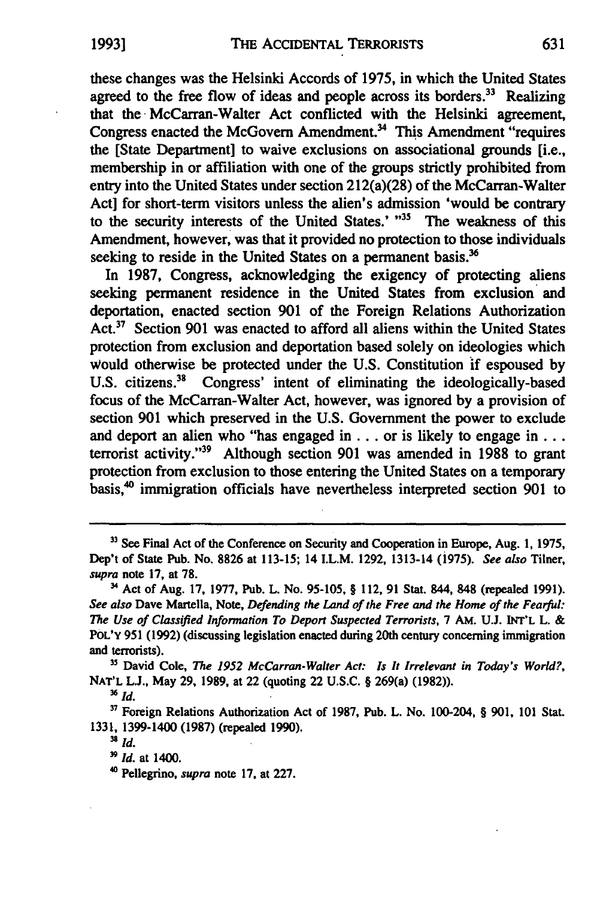these changes was the Helsinki Accords of 1975, in which the United States agreed to the free flow of ideas and people across its borders.[33] Realizing that the McCarran-Walter Act conflicted with the Helsinki agreement, Congress enacted the McGovern Amendment.[34] This Amendment "requires the [State Department] to waive exclusions on associational grounds [i.e., membership in or affiliation with one of the groups strictly prohibited from entry into the United States under section 212(a)(28) of the McCarran-Walter Act] for short-term visitors unless the alien's admission 'would be contrary to the security interests of the United States.' "[35] The weakness of this Amendment, however, was that it provided no protection to those individuals seeking to reside in the United States on a permanent basis.[36]

In 1987, Congress, acknowledging the exigency of protecting aliens seeking permanent residence in the United States from exclusion and deportation, enacted section 901 of the Foreign Relations Authorization Act.[37] Section 901 was enacted to afford all aliens within the United States protection from exclusion and deportation based solely on ideologies which would otherwise be protected under the U.S. Constitution if espoused by U.S. citizens.[38] Congress' intent of eliminating the ideologically-based focus of the McCarran-Walter Act, however, was ignored by a provision of section 901 which preserved in the U.S. Government the power to exclude and deport an alien who "has engaged in . . . or is likely to engage in . . . terrorist activity."[39] Although section 901 was amended in 1988 to grant protection from exclusion to those entering the United States on a temporary basis,[40] immigration officials have nevertheless interpreted section 901 to

---

[33] See Final Act of the Conference on Security and Cooperation in Europe, Aug. 1, 1975, Dep't of State Pub. No. 8826 at 113-15; 14 I.L.M. 1292, 1313-14 (1975). *See also* Tilner, *supra* note 17, at 78.

[34] Act of Aug. 17, 1977, Pub. L. No. 95-105, § 112, 91 Stat. 844, 848 (repealed 1991). *See also* Dave Martella, Note, *Defending the Land of the Free and the Home of the Fearful: The Use of Classified Information To Deport Suspected Terrorists*, 7 AM. U.J. INT'L L. & POL'Y 951 (1992) (discussing legislation enacted during 20th century concerning immigration and terrorists).

[35] David Cole, *The 1952 McCarran-Walter Act: Is It Irrelevant in Today's World?*, NAT'L L.J., May 29, 1989, at 22 (quoting 22 U.S.C. § 269(a) (1982)).

[36] *Id.*

[37] Foreign Relations Authorization Act of 1987, Pub. L. No. 100-204, § 901, 101 Stat. 1331, 1399-1400 (1987) (repealed 1990).

[38] *Id.*

[39] *Id.* at 1400.

[40] Pellegrino, *supra* note 17, at 227.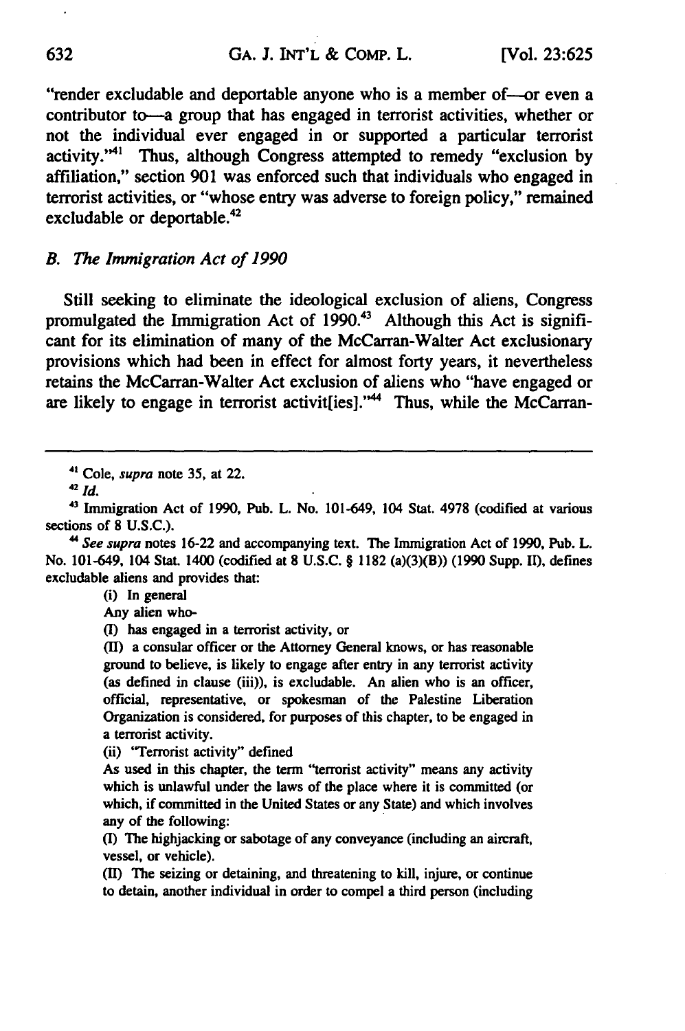"render excludable and deportable anyone who is a member of—or even a contributor to—a group that has engaged in terrorist activities, whether or not the individual ever engaged in or supported a particular terrorist activity."[41] Thus, although Congress attempted to remedy "exclusion by affiliation," section 901 was enforced such that individuals who engaged in terrorist activities, or "whose entry was adverse to foreign policy," remained excludable or deportable.[42]

### *B. The Immigration Act of 1990*

Still seeking to eliminate the ideological exclusion of aliens, Congress promulgated the Immigration Act of 1990.[43] Although this Act is significant for its elimination of many of the McCarran-Walter Act exclusionary provisions which had been in effect for almost forty years, it nevertheless retains the McCarran-Walter Act exclusion of aliens who "have engaged or are likely to engage in terrorist activit[ies]."[44] Thus, while the McCarran-

---

[41] Cole, *supra* note 35, at 22.

[42] *Id.*

[43] Immigration Act of 1990, Pub. L. No. 101-649, 104 Stat. 4978 (codified at various sections of 8 U.S.C.).

[44] *See supra* notes 16-22 and accompanying text. The Immigration Act of 1990, Pub. L. No. 101-649, 104 Stat. 1400 (codified at 8 U.S.C. § 1182 (a)(3)(B)) (1990 Supp. II), defines excludable aliens and provides that:

> (i) In general
>
> Any alien who-
>
> (I) has engaged in a terrorist activity, or
>
> (II) a consular officer or the Attorney General knows, or has reasonable ground to believe, is likely to engage after entry in any terrorist activity (as defined in clause (iii)), is excludable. An alien who is an officer, official, representative, or spokesman of the Palestine Liberation Organization is considered, for purposes of this chapter, to be engaged in a terrorist activity.
>
> (ii) "Terrorist activity" defined
>
> As used in this chapter, the term "terrorist activity" means any activity which is unlawful under the laws of the place where it is committed (or which, if committed in the United States or any State) and which involves any of the following:
>
> (I) The highjacking or sabotage of any conveyance (including an aircraft, vessel, or vehicle).
>
> (II) The seizing or detaining, and threatening to kill, injure, or continue to detain, another individual in order to compel a third person (including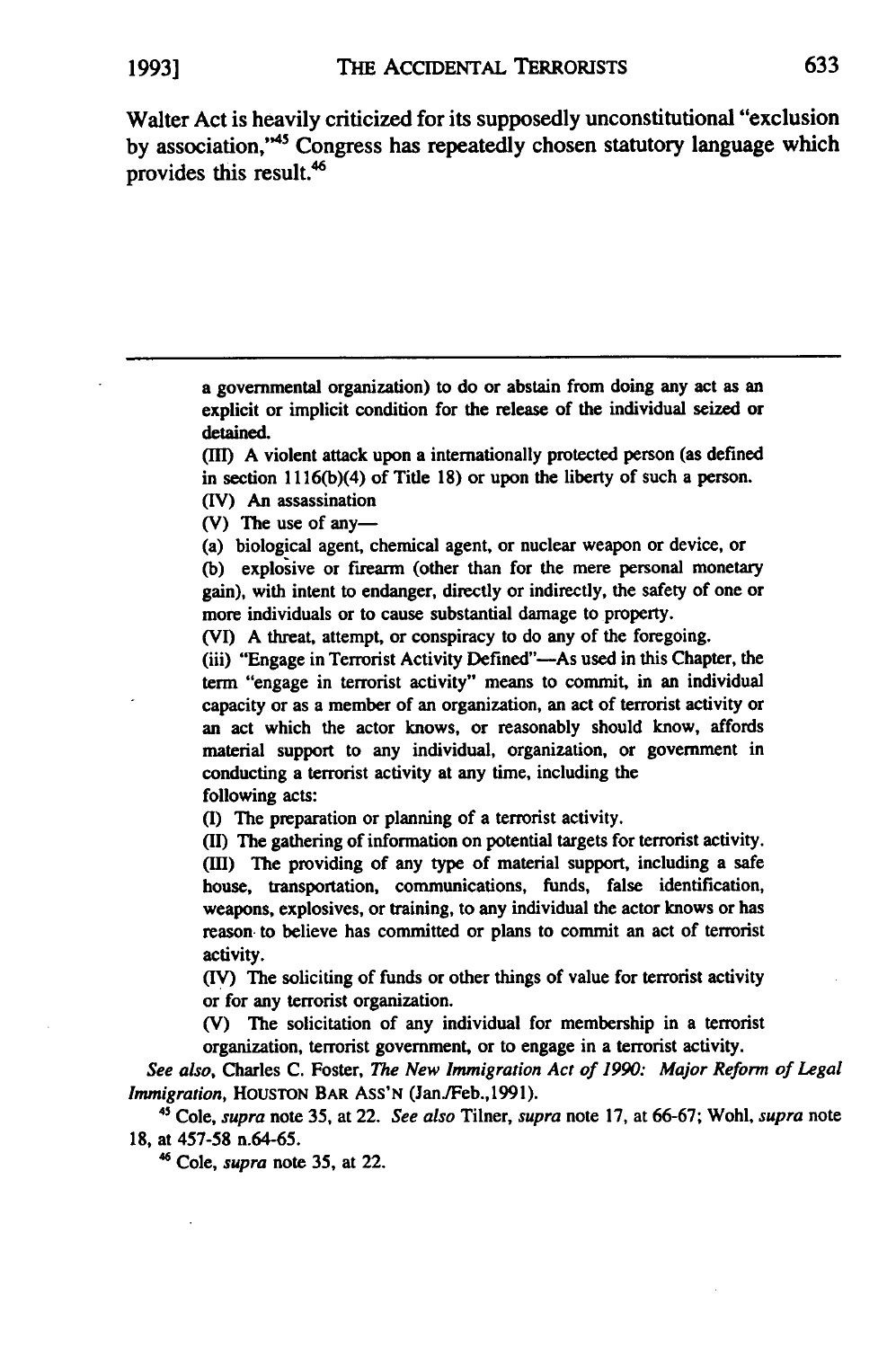Walter Act is heavily criticized for its supposedly unconstitutional "exclusion by association,"[45] Congress has repeatedly chosen statutory language which provides this result.[46]

---

a governmental organization) to do or abstain from doing any act as an explicit or implicit condition for the release of the individual seized or detained.

(III) A violent attack upon a internationally protected person (as defined in section 1116(b)(4) of Title 18) or upon the liberty of such a person.

(IV) An assassination

(V) The use of any—

(a) biological agent, chemical agent, or nuclear weapon or device, or

(b) explosive or firearm (other than for the mere personal monetary gain), with intent to endanger, directly or indirectly, the safety of one or more individuals or to cause substantial damage to property.

(VI) A threat, attempt, or conspiracy to do any of the foregoing.

(iii) "Engage in Terrorist Activity Defined"—As used in this Chapter, the term "engage in terrorist activity" means to commit, in an individual capacity or as a member of an organization, an act of terrorist activity or an act which the actor knows, or reasonably should know, affords material support to any individual, organization, or government in conducting a terrorist activity at any time, including the following acts:

(I) The preparation or planning of a terrorist activity.

(II) The gathering of information on potential targets for terrorist activity.

(III) The providing of any type of material support, including a safe house, transportation, communications, funds, false identification, weapons, explosives, or training, to any individual the actor knows or has reason to believe has committed or plans to commit an act of terrorist activity.

(IV) The soliciting of funds or other things of value for terrorist activity or for any terrorist organization.

(V) The solicitation of any individual for membership in a terrorist organization, terrorist government, or to engage in a terrorist activity.

*See also*, Charles C. Foster, *The New Immigration Act of 1990: Major Reform of Legal Immigration*, HOUSTON BAR ASS'N (Jan./Feb.,1991).

[45] Cole, *supra* note 35, at 22. *See also* Tilner, *supra* note 17, at 66-67; Wohl, *supra* note 18, at 457-58 n.64-65.

[46] Cole, *supra* note 35, at 22.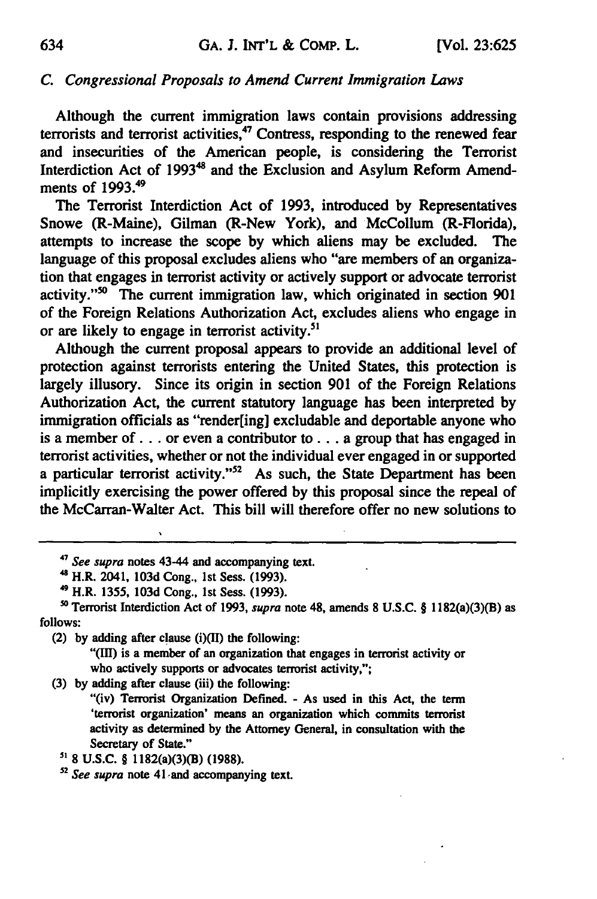### *C. Congressional Proposals to Amend Current Immigration Laws*

Although the current immigration laws contain provisions addressing terrorists and terrorist activities,[47] Contress, responding to the renewed fear and insecurities of the American people, is considering the Terrorist Interdiction Act of 1993[48] and the Exclusion and Asylum Reform Amendments of 1993.[49]

The Terrorist Interdiction Act of 1993, introduced by Representatives Snowe (R-Maine), Gilman (R-New York), and McCollum (R-Florida), attempts to increase the scope by which aliens may be excluded. The language of this proposal excludes aliens who "are members of an organization that engages in terrorist activity or actively support or advocate terrorist activity."[50] The current immigration law, which originated in section 901 of the Foreign Relations Authorization Act, excludes aliens who engage in or are likely to engage in terrorist activity.[51]

Although the current proposal appears to provide an additional level of protection against terrorists entering the United States, this protection is largely illusory. Since its origin in section 901 of the Foreign Relations Authorization Act, the current statutory language has been interpreted by immigration officials as "render[ing] excludable and deportable anyone who is a member of . . . or even a contributor to . . . a group that has engaged in terrorist activities, whether or not the individual ever engaged in or supported a particular terrorist activity."[52] As such, the State Department has been implicitly exercising the power offered by this proposal since the repeal of the McCarran-Walter Act. This bill will therefore offer no new solutions to

---

[47] *See supra* notes 43-44 and accompanying text.

[48] H.R. 2041, 103d Cong., 1st Sess. (1993).

[49] H.R. 1355, 103d Cong., 1st Sess. (1993).

[50] Terrorist Interdiction Act of 1993, *supra* note 48, amends 8 U.S.C. § 1182(a)(3)(B) as follows:

> (2) by adding after clause (i)(II) the following:
>
> > "(III) is a member of an organization that engages in terrorist activity or who actively supports or advocates terrorist activity,";
>
> (3) by adding after clause (iii) the following:
>
> > "(iv) Terrorist Organization Defined. - As used in this Act, the term 'terrorist organization' means an organization which commits terrorist activity as determined by the Attorney General, in consultation with the Secretary of State."

[51] 8 U.S.C. § 1182(a)(3)(B) (1988).

[52] *See supra* note 41 and accompanying text.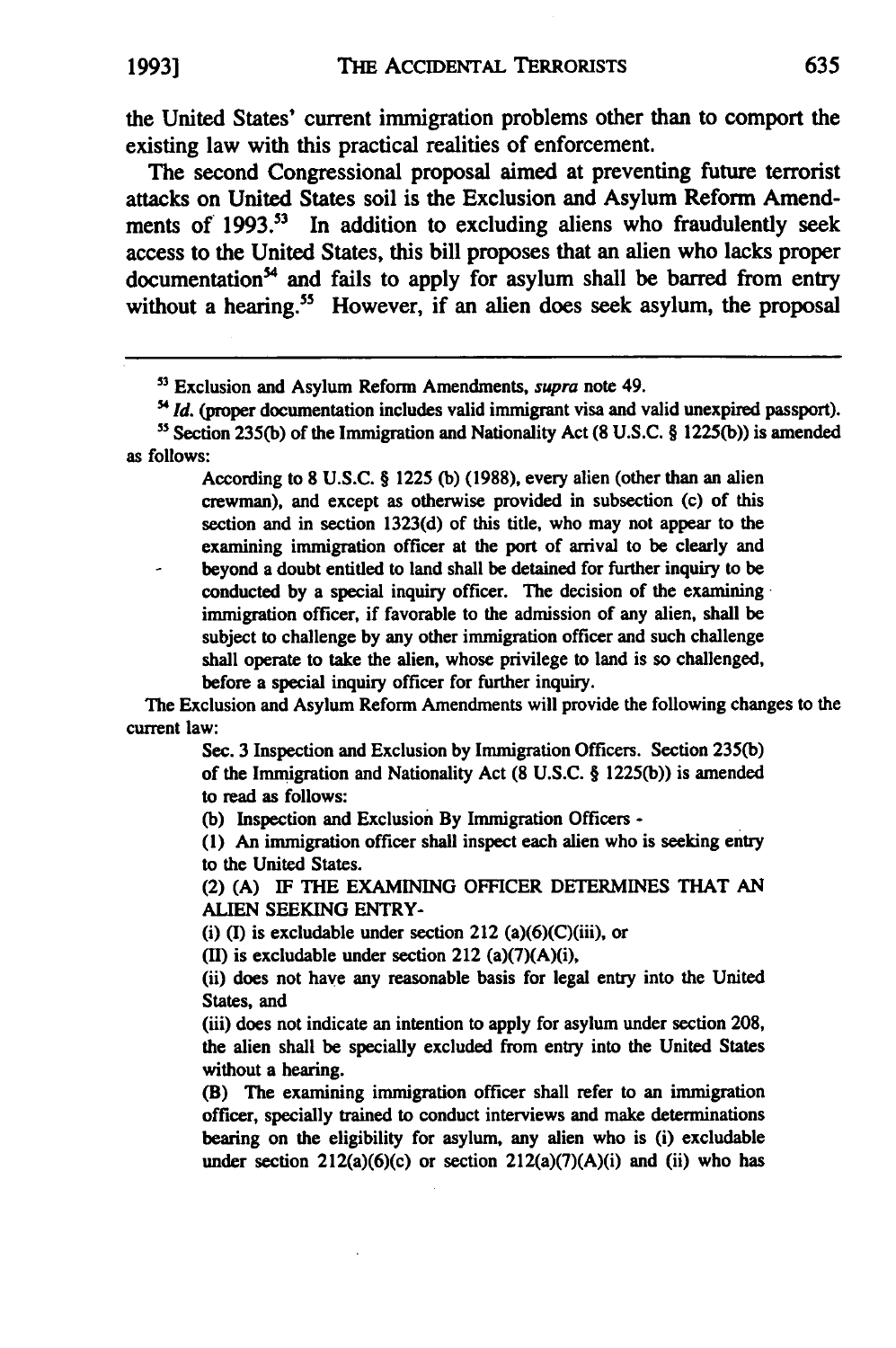the United States' current immigration problems other than to comport the existing law with this practical realities of enforcement.

The second Congressional proposal aimed at preventing future terrorist attacks on United States soil is the Exclusion and Asylum Reform Amendments of 1993.[53] In addition to excluding aliens who fraudulently seek access to the United States, this bill proposes that an alien who lacks proper documentation[54] and fails to apply for asylum shall be barred from entry without a hearing.[55] However, if an alien does seek asylum, the proposal

---

[53] Exclusion and Asylum Reform Amendments, *supra* note 49.

[54] *Id.* (proper documentation includes valid immigrant visa and valid unexpired passport).

[55] Section 235(b) of the Immigration and Nationality Act (8 U.S.C. § 1225(b)) is amended as follows:

> According to 8 U.S.C. § 1225 (b) (1988), every alien (other than an alien crewman), and except as otherwise provided in subsection (c) of this section and in section 1323(d) of this title, who may not appear to the examining immigration officer at the port of arrival to be clearly and beyond a doubt entitled to land shall be detained for further inquiry to be conducted by a special inquiry officer. The decision of the examining immigration officer, if favorable to the admission of any alien, shall be subject to challenge by any other immigration officer and such challenge shall operate to take the alien, whose privilege to land is so challenged, before a special inquiry officer for further inquiry.

The Exclusion and Asylum Reform Amendments will provide the following changes to the current law:

> Sec. 3 Inspection and Exclusion by Immigration Officers. Section 235(b) of the Immigration and Nationality Act (8 U.S.C. § 1225(b)) is amended to read as follows:
>
> (b) Inspection and Exclusion By Immigration Officers -
>
> (1) An immigration officer shall inspect each alien who is seeking entry to the United States.
>
> (2) (A) IF THE EXAMINING OFFICER DETERMINES THAT AN ALIEN SEEKING ENTRY-
>
> (i) (I) is excludable under section 212 (a)(6)(C)(iii), or
>
> (II) is excludable under section 212 (a)(7)(A)(i),
>
> (ii) does not have any reasonable basis for legal entry into the United States, and
>
> (iii) does not indicate an intention to apply for asylum under section 208, the alien shall be specially excluded from entry into the United States without a hearing.
>
> (B) The examining immigration officer shall refer to an immigration officer, specially trained to conduct interviews and make determinations bearing on the eligibility for asylum, any alien who is (i) excludable under section 212(a)(6)(c) or section 212(a)(7)(A)(i) and (ii) who has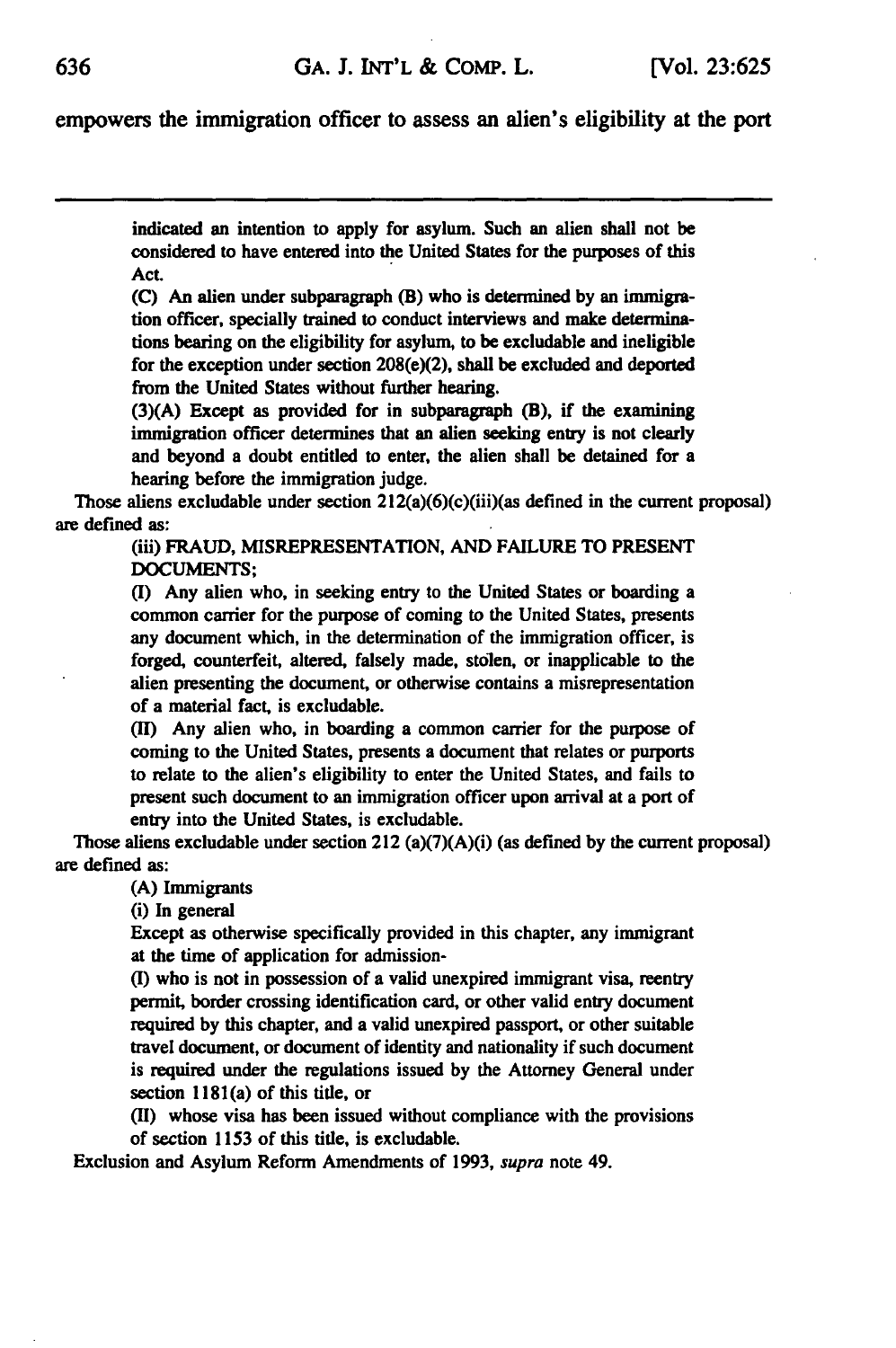empowers the immigration officer to assess an alien's eligibility at the port

---

> indicated an intention to apply for asylum. Such an alien shall not be considered to have entered into the United States for the purposes of this Act.
>
> (C) An alien under subparagraph (B) who is determined by an immigration officer, specially trained to conduct interviews and make determinations bearing on the eligibility for asylum, to be excludable and ineligible for the exception under section 208(e)(2), shall be excluded and deported from the United States without further hearing.
>
> (3)(A) Except as provided for in subparagraph (B), if the examining immigration officer determines that an alien seeking entry is not clearly and beyond a doubt entitled to enter, the alien shall be detained for a hearing before the immigration judge.

Those aliens excludable under section 212(a)(6)(c)(iii)(as defined in the current proposal) are defined as:

> (iii) FRAUD, MISREPRESENTATION, AND FAILURE TO PRESENT DOCUMENTS;
>
> (I) Any alien who, in seeking entry to the United States or boarding a common carrier for the purpose of coming to the United States, presents any document which, in the determination of the immigration officer, is forged, counterfeit, altered, falsely made, stolen, or inapplicable to the alien presenting the document, or otherwise contains a misrepresentation of a material fact, is excludable.
>
> (II) Any alien who, in boarding a common carrier for the purpose of coming to the United States, presents a document that relates or purports to relate to the alien's eligibility to enter the United States, and fails to present such document to an immigration officer upon arrival at a port of entry into the United States, is excludable.

Those aliens excludable under section 212 (a)(7)(A)(i) (as defined by the current proposal) are defined as:

> (A) Immigrants
>
> (i) In general
>
> Except as otherwise specifically provided in this chapter, any immigrant at the time of application for admission-
>
> (I) who is not in possession of a valid unexpired immigrant visa, reentry permit, border crossing identification card, or other valid entry document required by this chapter, and a valid unexpired passport, or other suitable travel document, or document of identity and nationality if such document is required under the regulations issued by the Attorney General under section 1181(a) of this title, or
>
> (II) whose visa has been issued without compliance with the provisions of section 1153 of this title, is excludable.

Exclusion and Asylum Reform Amendments of 1993, *supra* note 49.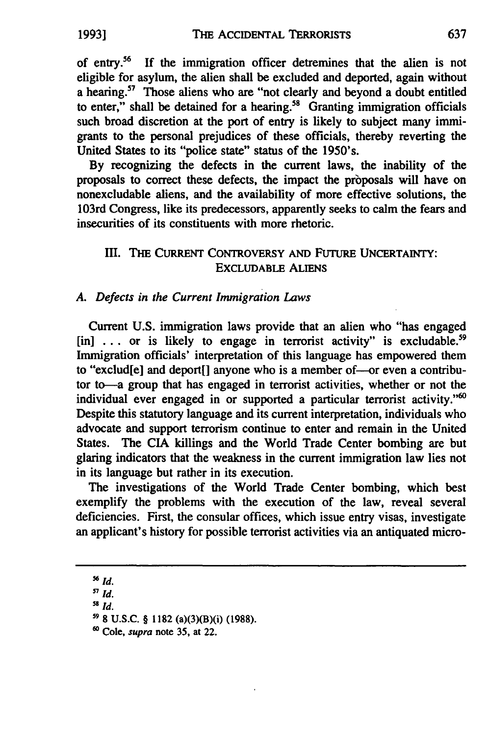of entry.[56] If the immigration officer detremines that the alien is not eligible for asylum, the alien shall be excluded and deported, again without a hearing.[57] Those aliens who are "not clearly and beyond a doubt entitled to enter," shall be detained for a hearing.[58] Granting immigration officials such broad discretion at the port of entry is likely to subject many immigrants to the personal prejudices of these officials, thereby reverting the United States to its "police state" status of the 1950's.

By recognizing the defects in the current laws, the inability of the proposals to correct these defects, the impact the proposals will have on nonexcludable aliens, and the availability of more effective solutions, the 103rd Congress, like its predecessors, apparently seeks to calm the fears and insecurities of its constituents with more rhetoric.

## III. THE CURRENT CONTROVERSY AND FUTURE UNCERTAINTY: EXCLUDABLE ALIENS

### *A. Defects in the Current Immigration Laws*

Current U.S. immigration laws provide that an alien who "has engaged [in] . . . or is likely to engage in terrorist activity" is excludable.[59] Immigration officials' interpretation of this language has empowered them to "exclud[e] and deport[] anyone who is a member of—or even a contributor to—a group that has engaged in terrorist activities, whether or not the individual ever engaged in or supported a particular terrorist activity."[60] Despite this statutory language and its current interpretation, individuals who advocate and support terrorism continue to enter and remain in the United States. The CIA killings and the World Trade Center bombing are but glaring indicators that the weakness in the current immigration law lies not in its language but rather in its execution.

The investigations of the World Trade Center bombing, which best exemplify the problems with the execution of the law, reveal several deficiencies. First, the consular offices, which issue entry visas, investigate an applicant's history for possible terrorist activities via an antiquated micro-

---

[56] *Id.*

[57] *Id.*

[58] *Id.*

[59] 8 U.S.C. § 1182 (a)(3)(B)(i) (1988).

[60] Cole, *supra* note 35, at 22.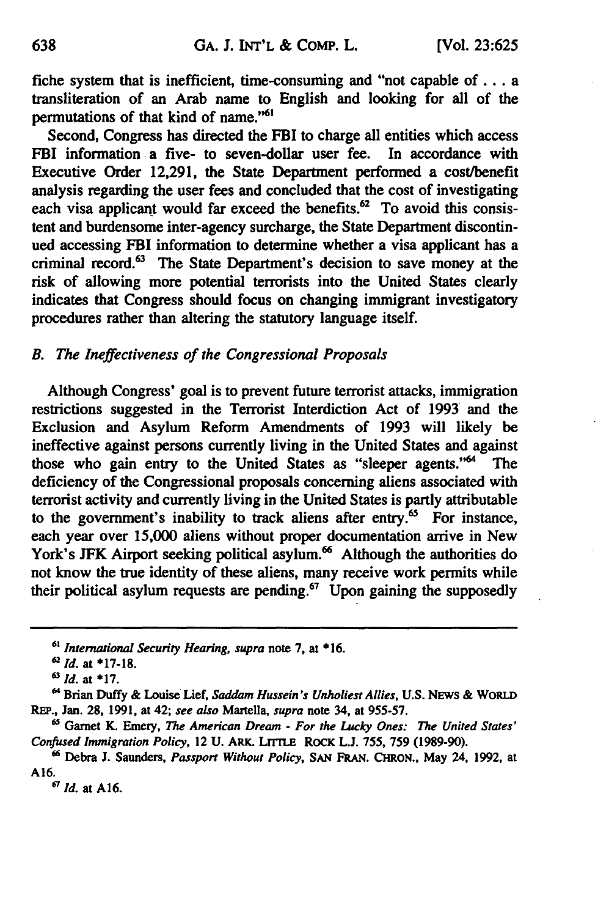fiche system that is inefficient, time-consuming and "not capable of . . . a transliteration of an Arab name to English and looking for all of the permutations of that kind of name."[61]

Second, Congress has directed the FBI to charge all entities which access FBI information a five- to seven-dollar user fee. In accordance with Executive Order 12,291, the State Department performed a cost/benefit analysis regarding the user fees and concluded that the cost of investigating each visa applicant would far exceed the benefits.[62] To avoid this consistent and burdensome inter-agency surcharge, the State Department discontinued accessing FBI information to determine whether a visa applicant has a criminal record.[63] The State Department's decision to save money at the risk of allowing more potential terrorists into the United States clearly indicates that Congress should focus on changing immigrant investigatory procedures rather than altering the statutory language itself.

### *B. The Ineffectiveness of the Congressional Proposals*

Although Congress' goal is to prevent future terrorist attacks, immigration restrictions suggested in the Terrorist Interdiction Act of 1993 and the Exclusion and Asylum Reform Amendments of 1993 will likely be ineffective against persons currently living in the United States and against those who gain entry to the United States as "sleeper agents."[64] The deficiency of the Congressional proposals concerning aliens associated with terrorist activity and currently living in the United States is partly attributable to the government's inability to track aliens after entry.[65] For instance, each year over 15,000 aliens without proper documentation arrive in New York's JFK Airport seeking political asylum.[66] Although the authorities do not know the true identity of these aliens, many receive work permits while their political asylum requests are pending.[67] Upon gaining the supposedly

---

[61] *International Security Hearing*, *supra* note 7, at *16.

[62] *Id.* at *17-18.

[63] *Id.* at *17.

[64] Brian Duffy & Louise Lief, *Saddam Hussein's Unholiest Allies*, U.S. NEWS & WORLD REP., Jan. 28, 1991, at 42; *see also* Martella, *supra* note 34, at 955-57.

[65] Garnet K. Emery, *The American Dream - For the Lucky Ones: The United States' Confused Immigration Policy*, 12 U. ARK. LITTLE ROCK L.J. 755, 759 (1989-90).

[66] Debra J. Saunders, *Passport Without Policy*, SAN FRAN. CHRON., May 24, 1992, at A16.

[67] *Id.* at A16.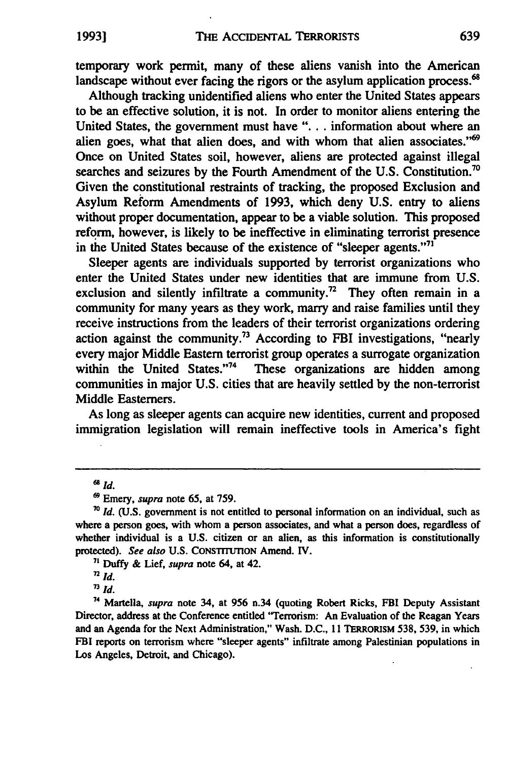temporary work permit, many of these aliens vanish into the American landscape without ever facing the rigors or the asylum application process.[68]

Although tracking unidentified aliens who enter the United States appears to be an effective solution, it is not. In order to monitor aliens entering the United States, the government must have ". . . information about where an alien goes, what that alien does, and with whom that alien associates."[69] Once on United States soil, however, aliens are protected against illegal searches and seizures by the Fourth Amendment of the U.S. Constitution.[70] Given the constitutional restraints of tracking, the proposed Exclusion and Asylum Reform Amendments of 1993, which deny U.S. entry to aliens without proper documentation, appear to be a viable solution. This proposed reform, however, is likely to be ineffective in eliminating terrorist presence in the United States because of the existence of "sleeper agents."[71]

Sleeper agents are individuals supported by terrorist organizations who enter the United States under new identities that are immune from U.S. exclusion and silently infiltrate a community.[72] They often remain in a community for many years as they work, marry and raise families until they receive instructions from the leaders of their terrorist organizations ordering action against the community.[73] According to FBI investigations, "nearly every major Middle Eastern terrorist group operates a surrogate organization within the United States."[74] These organizations are hidden among communities in major U.S. cities that are heavily settled by the non-terrorist Middle Easterners.

As long as sleeper agents can acquire new identities, current and proposed immigration legislation will remain ineffective tools in America's fight

---

[68] *Id.*

[69] Emery, *supra* note 65, at 759.

[70] *Id.* (U.S. government is not entitled to personal information on an individual, such as where a person goes, with whom a person associates, and what a person does, regardless of whether individual is a U.S. citizen or an alien, as this information is constitutionally protected). *See also* U.S. CONSTITUTION Amend. IV.

[71] Duffy & Lief, *supra* note 64, at 42.

[72] *Id.*

[73] *Id.*

[74] Martella, *supra* note 34, at 956 n.34 (quoting Robert Ricks, FBI Deputy Assistant Director, address at the Conference entitled "Terrorism: An Evaluation of the Reagan Years and an Agenda for the Next Administration," Wash. D.C., 11 TERRORISM 538, 539, in which FBI reports on terrorism where "sleeper agents" infiltrate among Palestinian populations in Los Angeles, Detroit, and Chicago).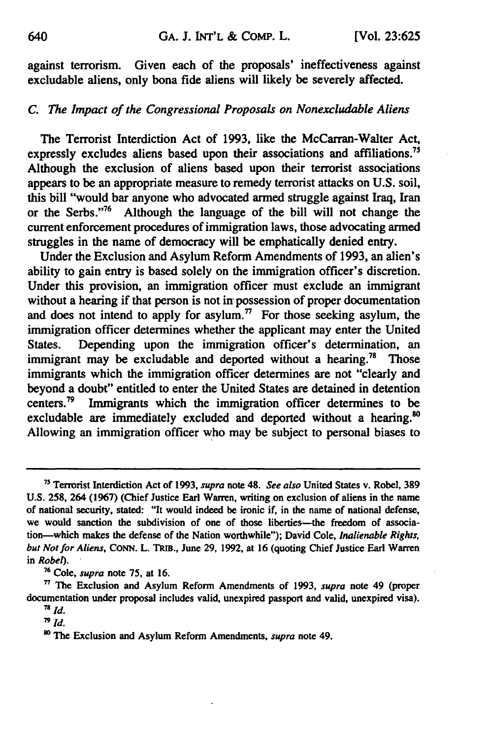against terrorism. Given each of the proposals' ineffectiveness against excludable aliens, only bona fide aliens will likely be severely affected.

### *C. The Impact of the Congressional Proposals on Nonexcludable Aliens*

The Terrorist Interdiction Act of 1993, like the McCarran-Walter Act, expressly excludes aliens based upon their associations and affiliations.[75] Although the exclusion of aliens based upon their terrorist associations appears to be an appropriate measure to remedy terrorist attacks on U.S. soil, this bill "would bar anyone who advocated armed struggle against Iraq, Iran or the Serbs."[76] Although the language of the bill will not change the current enforcement procedures of immigration laws, those advocating armed struggles in the name of democracy will be emphatically denied entry.

Under the Exclusion and Asylum Reform Amendments of 1993, an alien's ability to gain entry is based solely on the immigration officer's discretion. Under this provision, an immigration officer must exclude an immigrant without a hearing if that person is not in possession of proper documentation and does not intend to apply for asylum.[77] For those seeking asylum, the immigration officer determines whether the applicant may enter the United States. Depending upon the immigration officer's determination, an immigrant may be excludable and deported without a hearing.[78] Those immigrants which the immigration officer determines are not "clearly and beyond a doubt" entitled to enter the United States are detained in detention centers.[79] Immigrants which the immigration officer determines to be excludable are immediately excluded and deported without a hearing.[80] Allowing an immigration officer who may be subject to personal biases to

---

[75] Terrorist Interdiction Act of 1993, *supra* note 48. *See also* United States v. Robel, 389 U.S. 258, 264 (1967) (Chief Justice Earl Warren, writing on exclusion of aliens in the name of national security, stated: "It would indeed be ironic if, in the name of national defense, we would sanction the subdivision of one of those liberties—the freedom of association—which makes the defense of the Nation worthwhile"); David Cole, *Inalienable Rights, but Not for Aliens*, CONN. L. TRIB., June 29, 1992, at 16 (quoting Chief Justice Earl Warren in *Robel*).

[76] Cole, *supra* note 75, at 16.

[77] The Exclusion and Asylum Reform Amendments of 1993, *supra* note 49 (proper documentation under proposal includes valid, unexpired passport and valid, unexpired visa).

[78] *Id.*

[79] *Id.*

[80] The Exclusion and Asylum Reform Amendments, *supra* note 49.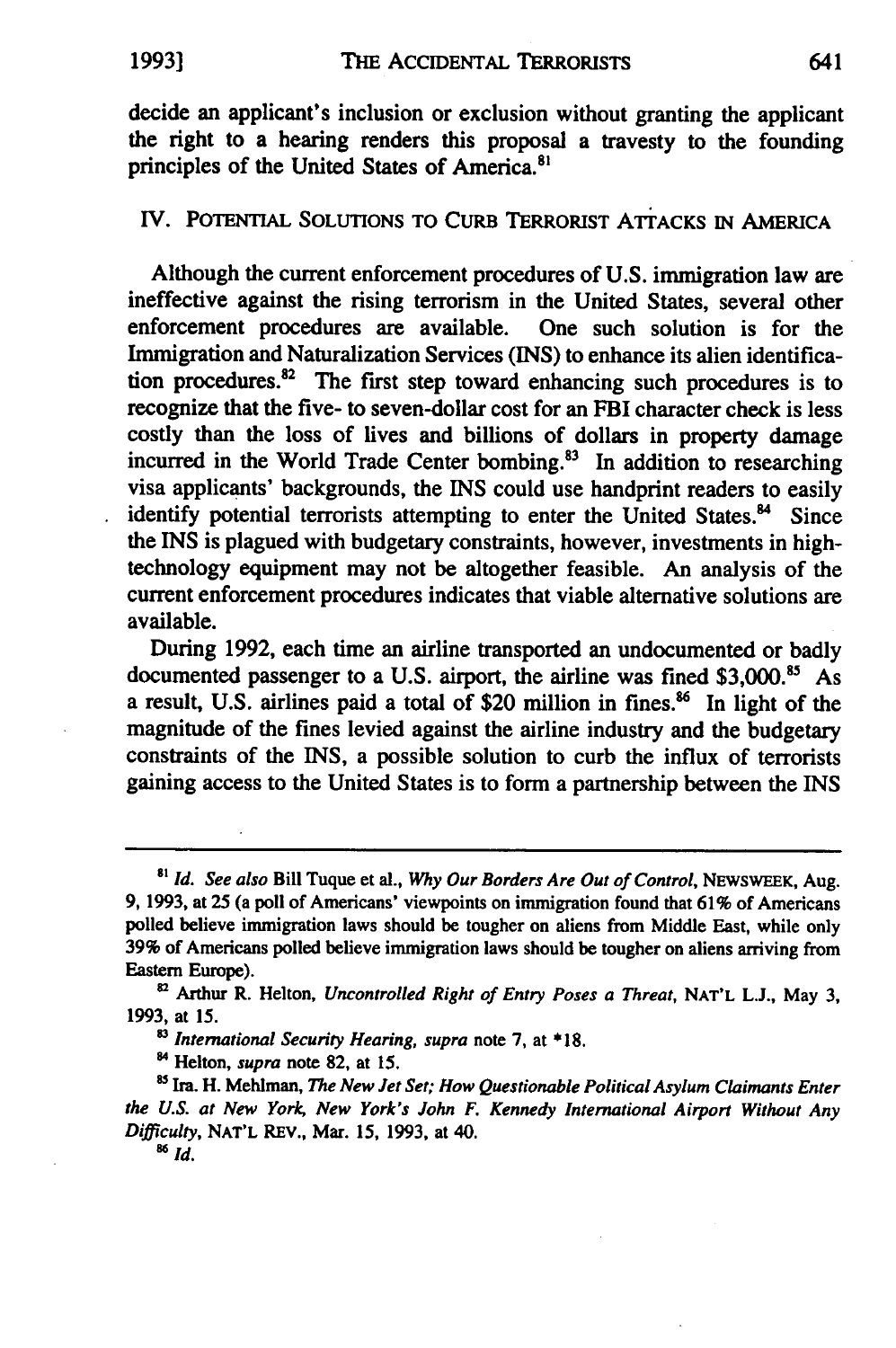decide an applicant's inclusion or exclusion without granting the applicant the right to a hearing renders this proposal a travesty to the founding principles of the United States of America.[81]

## IV. POTENTIAL SOLUTIONS TO CURB TERRORIST ATTACKS IN AMERICA

Although the current enforcement procedures of U.S. immigration law are ineffective against the rising terrorism in the United States, several other enforcement procedures are available. One such solution is for the Immigration and Naturalization Services (INS) to enhance its alien identification procedures.[82] The first step toward enhancing such procedures is to recognize that the five- to seven-dollar cost for an FBI character check is less costly than the loss of lives and billions of dollars in property damage incurred in the World Trade Center bombing.[83] In addition to researching visa applicants' backgrounds, the INS could use handprint readers to easily identify potential terrorists attempting to enter the United States.[84] Since the INS is plagued with budgetary constraints, however, investments in high-technology equipment may not be altogether feasible. An analysis of the current enforcement procedures indicates that viable alternative solutions are available.

During 1992, each time an airline transported an undocumented or badly documented passenger to a U.S. airport, the airline was fined $3,000.[85] As a result, U.S. airlines paid a total of $20 million in fines.[86] In light of the magnitude of the fines levied against the airline industry and the budgetary constraints of the INS, a possible solution to curb the influx of terrorists gaining access to the United States is to form a partnership between the INS

---

[81] *Id. See also* Bill Tuque et al., *Why Our Borders Are Out of Control*, NEWSWEEK, Aug. 9, 1993, at 25 (a poll of Americans' viewpoints on immigration found that 61% of Americans polled believe immigration laws should be tougher on aliens from Middle East, while only 39% of Americans polled believe immigration laws should be tougher on aliens arriving from Eastern Europe).

[82] Arthur R. Helton, *Uncontrolled Right of Entry Poses a Threat*, NAT'L L.J., May 3, 1993, at 15.

[83] *International Security Hearing*, *supra* note 7, at *18.

[84] Helton, *supra* note 82, at 15.

[85] Ira. H. Mehlman, *The New Jet Set; How Questionable Political Asylum Claimants Enter the U.S. at New York, New York's John F. Kennedy International Airport Without Any Difficulty*, NAT'L REV., Mar. 15, 1993, at 40.

[86] *Id.*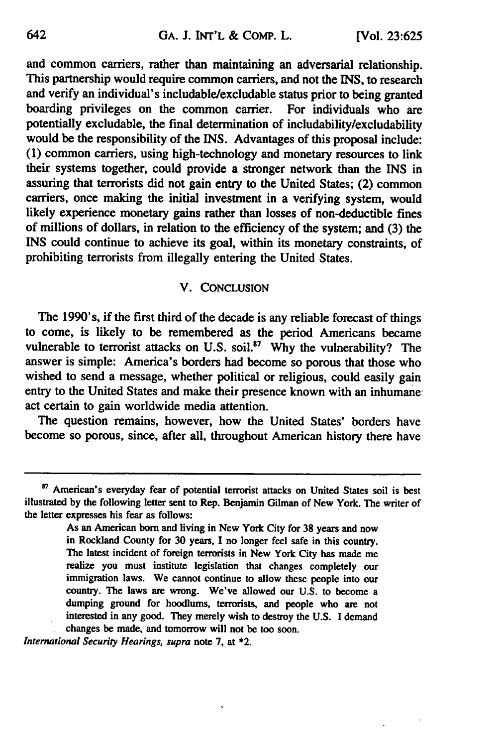and common carriers, rather than maintaining an adversarial relationship. This partnership would require common carriers, and not the INS, to research and verify an individual's includable/excludable status prior to being granted boarding privileges on the common carrier. For individuals who are potentially excludable, the final determination of includability/excludability would be the responsibility of the INS. Advantages of this proposal include: (1) common carriers, using high-technology and monetary resources to link their systems together, could provide a stronger network than the INS in assuring that terrorists did not gain entry to the United States; (2) common carriers, once making the initial investment in a verifying system, would likely experience monetary gains rather than losses of non-deductible fines of millions of dollars, in relation to the efficiency of the system; and (3) the INS could continue to achieve its goal, within its monetary constraints, of prohibiting terrorists from illegally entering the United States.

## V. CONCLUSION

The 1990's, if the first third of the decade is any reliable forecast of things to come, is likely to be remembered as the period Americans became vulnerable to terrorist attacks on U.S. soil.[87] Why the vulnerability? The answer is simple: America's borders had become so porous that those who wished to send a message, whether political or religious, could easily gain entry to the United States and make their presence known with an inhumane act certain to gain worldwide media attention.

The question remains, however, how the United States' borders have become so porous, since, after all, throughout American history there have

---

[87] American's everyday fear of potential terrorist attacks on United States soil is best illustrated by the following letter sent to Rep. Benjamin Gilman of New York. The writer of the letter expresses his fear as follows:

> As an American born and living in New York City for 38 years and now in Rockland County for 30 years, I no longer feel safe in this country. The latest incident of foreign terrorists in New York City has made me realize you must institute legislation that changes completely our immigration laws. We cannot continue to allow these people into our country. The laws are wrong. We've allowed our U.S. to become a dumping ground for hoodlums, terrorists, and people who are not interested in any good. They merely wish to destroy the U.S. I demand changes be made, and tomorrow will not be too soon.

*International Security Hearings*, *supra* note 7, at *2.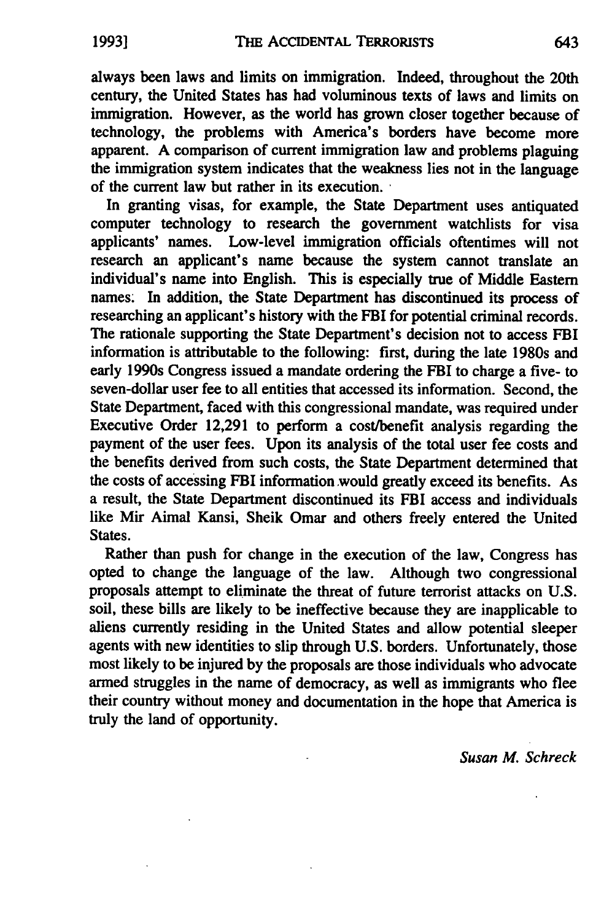always been laws and limits on immigration. Indeed, throughout the 20th century, the United States has had voluminous texts of laws and limits on immigration. However, as the world has grown closer together because of technology, the problems with America's borders have become more apparent. A comparison of current immigration law and problems plaguing the immigration system indicates that the weakness lies not in the language of the current law but rather in its execution.

In granting visas, for example, the State Department uses antiquated computer technology to research the government watchlists for visa applicants' names. Low-level immigration officials oftentimes will not research an applicant's name because the system cannot translate an individual's name into English. This is especially true of Middle Eastern names. In addition, the State Department has discontinued its process of researching an applicant's history with the FBI for potential criminal records. The rationale supporting the State Department's decision not to access FBI information is attributable to the following: first, during the late 1980s and early 1990s Congress issued a mandate ordering the FBI to charge a five- to seven-dollar user fee to all entities that accessed its information. Second, the State Department, faced with this congressional mandate, was required under Executive Order 12,291 to perform a cost/benefit analysis regarding the payment of the user fees. Upon its analysis of the total user fee costs and the benefits derived from such costs, the State Department determined that the costs of accessing FBI information would greatly exceed its benefits. As a result, the State Department discontinued its FBI access and individuals like Mir Aimal Kansi, Sheik Omar and others freely entered the United States.

Rather than push for change in the execution of the law, Congress has opted to change the language of the law. Although two congressional proposals attempt to eliminate the threat of future terrorist attacks on U.S. soil, these bills are likely to be ineffective because they are inapplicable to aliens currently residing in the United States and allow potential sleeper agents with new identities to slip through U.S. borders. Unfortunately, those most likely to be injured by the proposals are those individuals who advocate armed struggles in the name of democracy, as well as immigrants who flee their country without money and documentation in the hope that America is truly the land of opportunity.

*Susan M. Schreck*